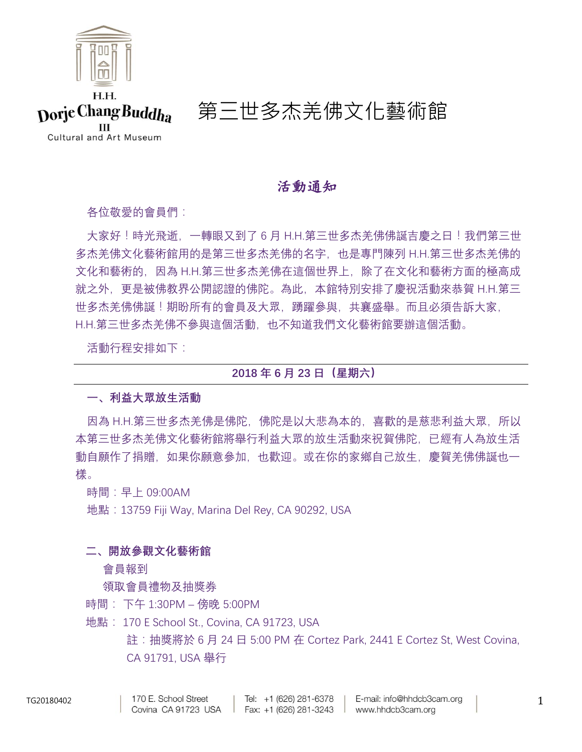H.H. Dorje Chang Buddha III Cultural and Art Museum

# 第三世多杰羌佛文化藝術館

## 活動通知

各位敬愛的會員們：

大家好！時光飛逝，一轉眼又到了 6 月 H.H.第三世多杰羌佛佛誕吉慶之日！我們第三世多杰羌佛文化藝術館用的是第三世多杰羌佛的名字，也是專門陳列 H.H.第三世多杰羌佛的文化和藝術的，因為 H.H.第三世多杰羌佛在這個世界上，除了在文化和藝術方面的極高成就之外，更是被佛教界公開認證的佛陀。為此，本館特別安排了慶祝活動來恭賀 H.H.第三世多杰羌佛佛誕！期盼所有的會員及大眾，踴躍參與，共襄盛舉。而且必須告訴大家，H.H.第三世多杰羌佛不參與這個活動，也不知道我們文化藝術館要辦這個活動。

活動行程安排如下：

**2018 年 6 月 23 日（星期六）**

### 一、利益大眾放生活動

因為 H.H.第三世多杰羌佛是佛陀，佛陀是以大悲為本的，喜歡的是慈悲利益大眾，所以本第三世多杰羌佛文化藝術館將舉行利益大眾的放生活動來祝賀佛陀，已經有人為放生活動自願作了捐贈，如果你願意參加，也歡迎。或在你的家鄉自己放生，慶賀羌佛佛誕也一樣。

時間：早上 09:00AM

地點：13759 Fiji Way, Marina Del Rey, CA 90292, USA

### 二、開放參觀文化藝術館

會員報到

領取會員禮物及抽獎券

時間： 下午 1:30PM – 傍晚 5:00PM

地點： 170 E School St., Covina, CA 91723, USA

註：抽獎將於 6 月 24 日 5:00 PM 在 Cortez Park, 2441 E Cortez St, West Covina, CA 91791, USA 舉行

TG20180402 | 170 E. School Street Covina CA 91723 USA | Tel: +1 (626) 281-6378 Fax: +1 (626) 281-3243 | E-mail: info@hhdcb3cam.org www.hhdcb3cam.org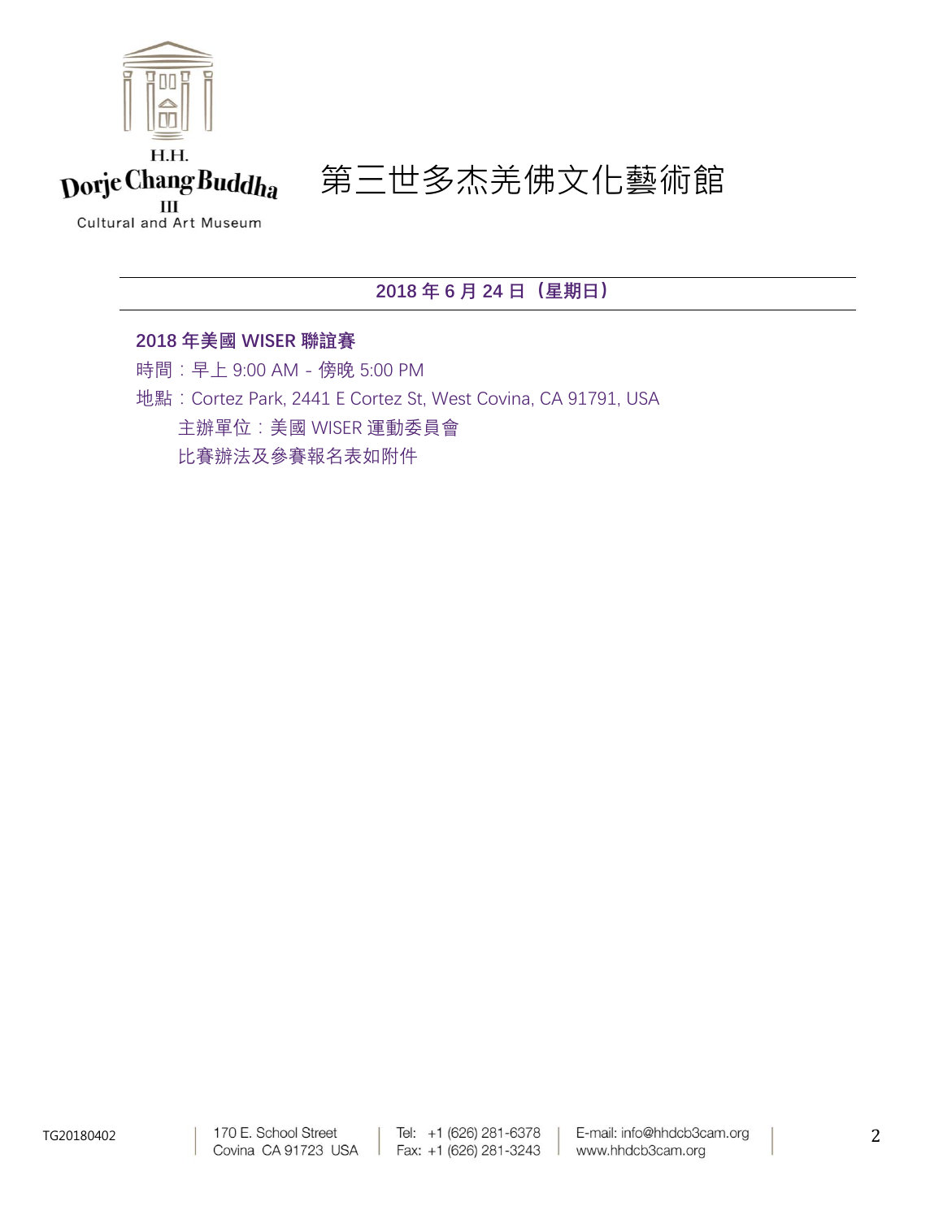H.H.
Dorje Chang Buddha
III
Cultural and Art Museum

# 第三世多杰羌佛文化藝術館

## 2018 年 6 月 24 日（星期日）

**2018 年美國 WISER 聯誼賽**

時間：早上 9:00 AM - 傍晚 5:00 PM

地點：Cortez Park, 2441 E Cortez St, West Covina, CA 91791, USA

主辦單位：美國 WISER 運動委員會

比賽辦法及參賽報名表如附件

TG20180402

170 E. School Street
Covina CA 91723 USA

Tel: +1 (626) 281-6378
Fax: +1 (626) 281-3243

E-mail: info@hhdcb3cam.org
www.hhdcb3cam.org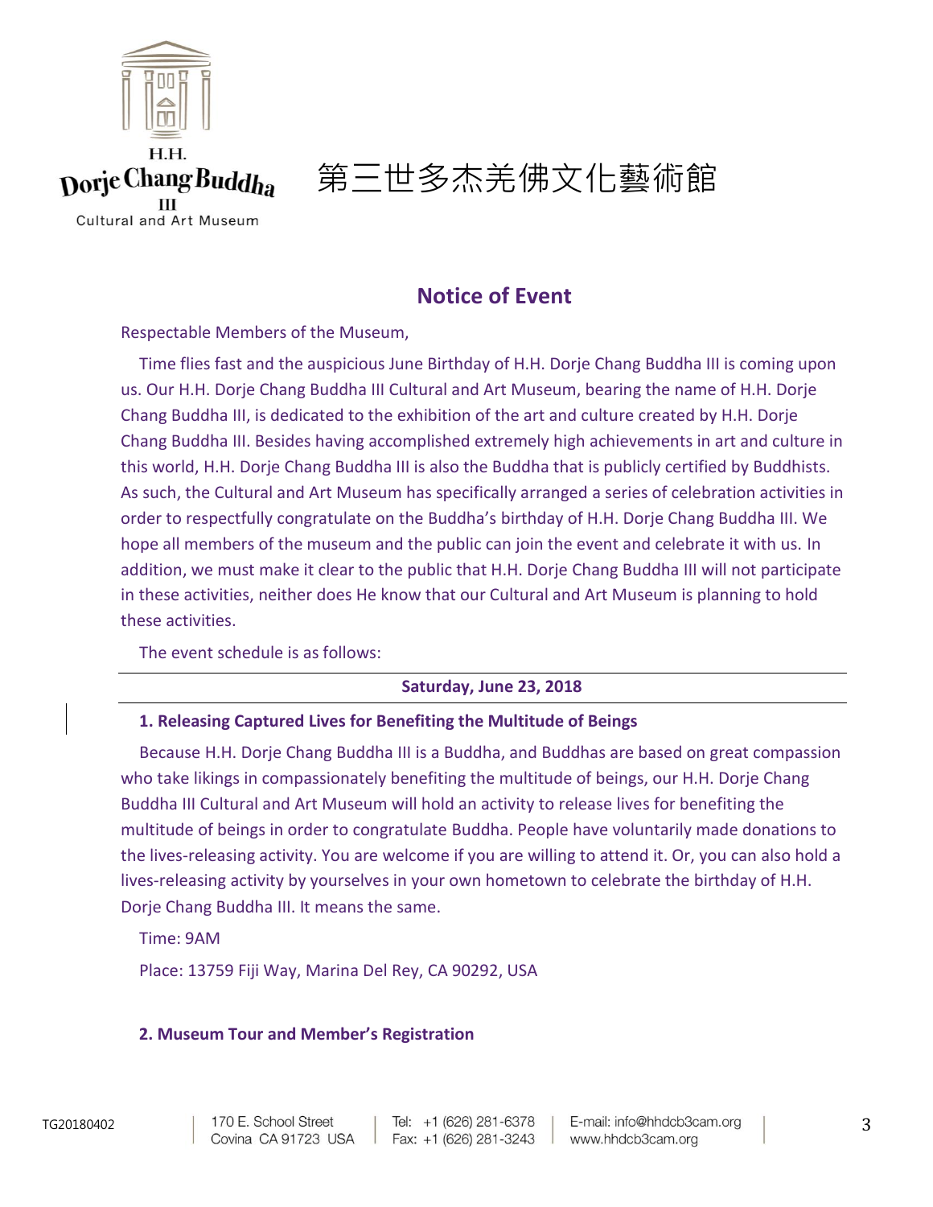H.H. Dorje Chang Buddha III Cultural and Art Museum

第三世多杰羌佛文化藝術館

## Notice of Event

Respectable Members of the Museum,

Time flies fast and the auspicious June Birthday of H.H. Dorje Chang Buddha III is coming upon us. Our H.H. Dorje Chang Buddha III Cultural and Art Museum, bearing the name of H.H. Dorje Chang Buddha III, is dedicated to the exhibition of the art and culture created by H.H. Dorje Chang Buddha III. Besides having accomplished extremely high achievements in art and culture in this world, H.H. Dorje Chang Buddha III is also the Buddha that is publicly certified by Buddhists. As such, the Cultural and Art Museum has specifically arranged a series of celebration activities in order to respectfully congratulate on the Buddha's birthday of H.H. Dorje Chang Buddha III. We hope all members of the museum and the public can join the event and celebrate it with us. In addition, we must make it clear to the public that H.H. Dorje Chang Buddha III will not participate in these activities, neither does He know that our Cultural and Art Museum is planning to hold these activities.

The event schedule is as follows:

**Saturday, June 23, 2018**

**1. Releasing Captured Lives for Benefiting the Multitude of Beings**

Because H.H. Dorje Chang Buddha III is a Buddha, and Buddhas are based on great compassion who take likings in compassionately benefiting the multitude of beings, our H.H. Dorje Chang Buddha III Cultural and Art Museum will hold an activity to release lives for benefiting the multitude of beings in order to congratulate Buddha. People have voluntarily made donations to the lives-releasing activity. You are welcome if you are willing to attend it. Or, you can also hold a lives-releasing activity by yourselves in your own hometown to celebrate the birthday of H.H. Dorje Chang Buddha III. It means the same.

Time: 9AM

Place: 13759 Fiji Way, Marina Del Rey, CA 90292, USA

**2. Museum Tour and Member's Registration**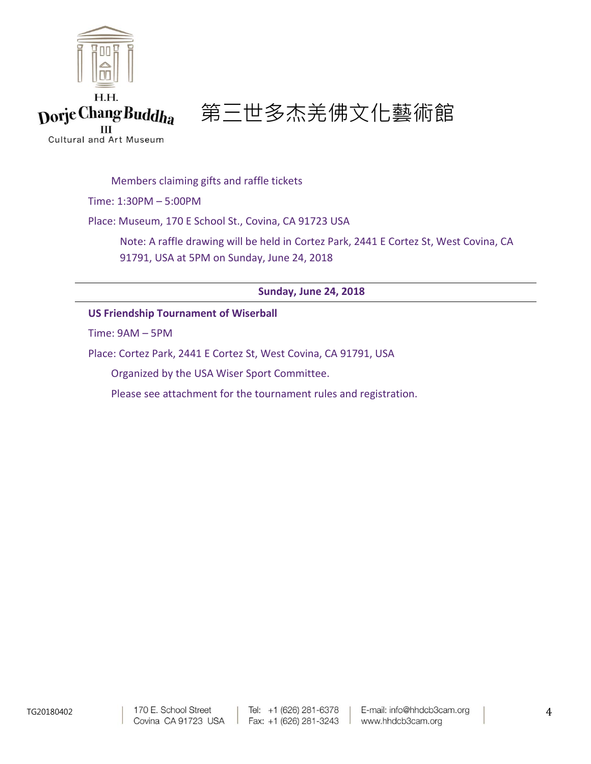Members claiming gifts and raffle tickets

Time: 1:30PM – 5:00PM

Place: Museum, 170 E School St., Covina, CA 91723 USA

Note: A raffle drawing will be held in Cortez Park, 2441 E Cortez St, West Covina, CA 91791, USA at 5PM on Sunday, June 24, 2018

---

**Sunday, June 24, 2018**

---

**US Friendship Tournament of Wiserball**

Time: 9AM – 5PM

Place: Cortez Park, 2441 E Cortez St, West Covina, CA 91791, USA

Organized by the USA Wiser Sport Committee.

Please see attachment for the tournament rules and registration.